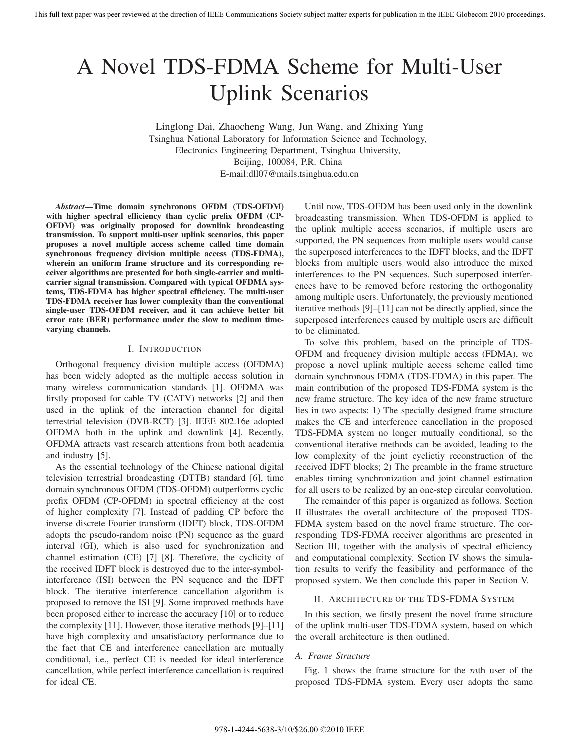# A Novel TDS-FDMA Scheme for Multi-User Uplink Scenarios

Linglong Dai, Zhaocheng Wang, Jun Wang, and Zhixing Yang
Tsinghua National Laboratory for Information Science and Technology,
Electronics Engineering Department, Tsinghua University,
Beijing, 100084, P.R. China
E-mail:dll07@mails.tsinghua.edu.cn

***Abstract*—Time domain synchronous OFDM (TDS-OFDM) with higher spectral efficiency than cyclic prefix OFDM (CP-OFDM) was originally proposed for downlink broadcasting transmission. To support multi-user uplink scenarios, this paper proposes a novel multiple access scheme called time domain synchronous frequency division multiple access (TDS-FDMA), wherein an uniform frame structure and its corresponding receiver algorithms are presented for both single-carrier and multi-carrier signal transmission. Compared with typical OFDMA systems, TDS-FDMA has higher spectral efficiency. The multi-user TDS-FDMA receiver has lower complexity than the conventional single-user TDS-OFDM receiver, and it can achieve better bit error rate (BER) performance under the slow to medium time-varying channels.**

## I. Introduction

Orthogonal frequency division multiple access (OFDMA) has been widely adopted as the multiple access solution in many wireless communication standards [1]. OFDMA was firstly proposed for cable TV (CATV) networks [2] and then used in the uplink of the interaction channel for digital terrestrial television (DVB-RCT) [3]. IEEE 802.16e adopted OFDMA both in the uplink and downlink [4]. Recently, OFDMA attracts vast research attentions from both academia and industry [5].

As the essential technology of the Chinese national digital television terrestrial broadcasting (DTTB) standard [6], time domain synchronous OFDM (TDS-OFDM) outperforms cyclic prefix OFDM (CP-OFDM) in spectral efficiency at the cost of higher complexity [7]. Instead of padding CP before the inverse discrete Fourier transform (IDFT) block, TDS-OFDM adopts the pseudo-random noise (PN) sequence as the guard interval (GI), which is also used for synchronization and channel estimation (CE) [7] [8]. Therefore, the cyclicity of the received IDFT block is destroyed due to the inter-symbol-interference (ISI) between the PN sequence and the IDFT block. The iterative interference cancellation algorithm is proposed to remove the ISI [9]. Some improved methods have been proposed either to increase the accuracy [10] or to reduce the complexity [11]. However, those iterative methods [9]–[11] have high complexity and unsatisfactory performance due to the fact that CE and interference cancellation are mutually conditional, i.e., perfect CE is needed for ideal interference cancellation, while perfect interference cancellation is required for ideal CE.

Until now, TDS-OFDM has been used only in the downlink broadcasting transmission. When TDS-OFDM is applied to the uplink multiple access scenarios, if multiple users are supported, the PN sequences from multiple users would cause the superposed interferences to the IDFT blocks, and the IDFT blocks from multiple users would also introduce the mixed interferences to the PN sequences. Such superposed interferences have to be removed before restoring the orthogonality among multiple users. Unfortunately, the previously mentioned iterative methods [9]–[11] can not be directly applied, since the superposed interferences caused by multiple users are difficult to be eliminated.

To solve this problem, based on the principle of TDS-OFDM and frequency division multiple access (FDMA), we propose a novel uplink multiple access scheme called time domain synchronous FDMA (TDS-FDMA) in this paper. The main contribution of the proposed TDS-FDMA system is the new frame structure. The key idea of the new frame structure lies in two aspects: 1) The specially designed frame structure makes the CE and interference cancellation in the proposed TDS-FDMA system no longer mutually conditional, so the conventional iterative methods can be avoided, leading to the low complexity of the joint cyclictiy reconstruction of the received IDFT blocks; 2) The preamble in the frame structure enables timing synchronization and joint channel estimation for all users to be realized by an one-step circular convolution.

The remainder of this paper is organized as follows. Section II illustrates the overall architecture of the proposed TDS-FDMA system based on the novel frame structure. The corresponding TDS-FDMA receiver algorithms are presented in Section III, together with the analysis of spectral efficiency and computational complexity. Section IV shows the simulation results to verify the feasibility and performance of the proposed system. We then conclude this paper in Section V.

## II. Architecture of the TDS-FDMA System

In this section, we firstly present the novel frame structure of the uplink multi-user TDS-FDMA system, based on which the overall architecture is then outlined.

### A. Frame Structure

Fig. 1 shows the frame structure for the $m$th user of the proposed TDS-FDMA system. Every user adopts the same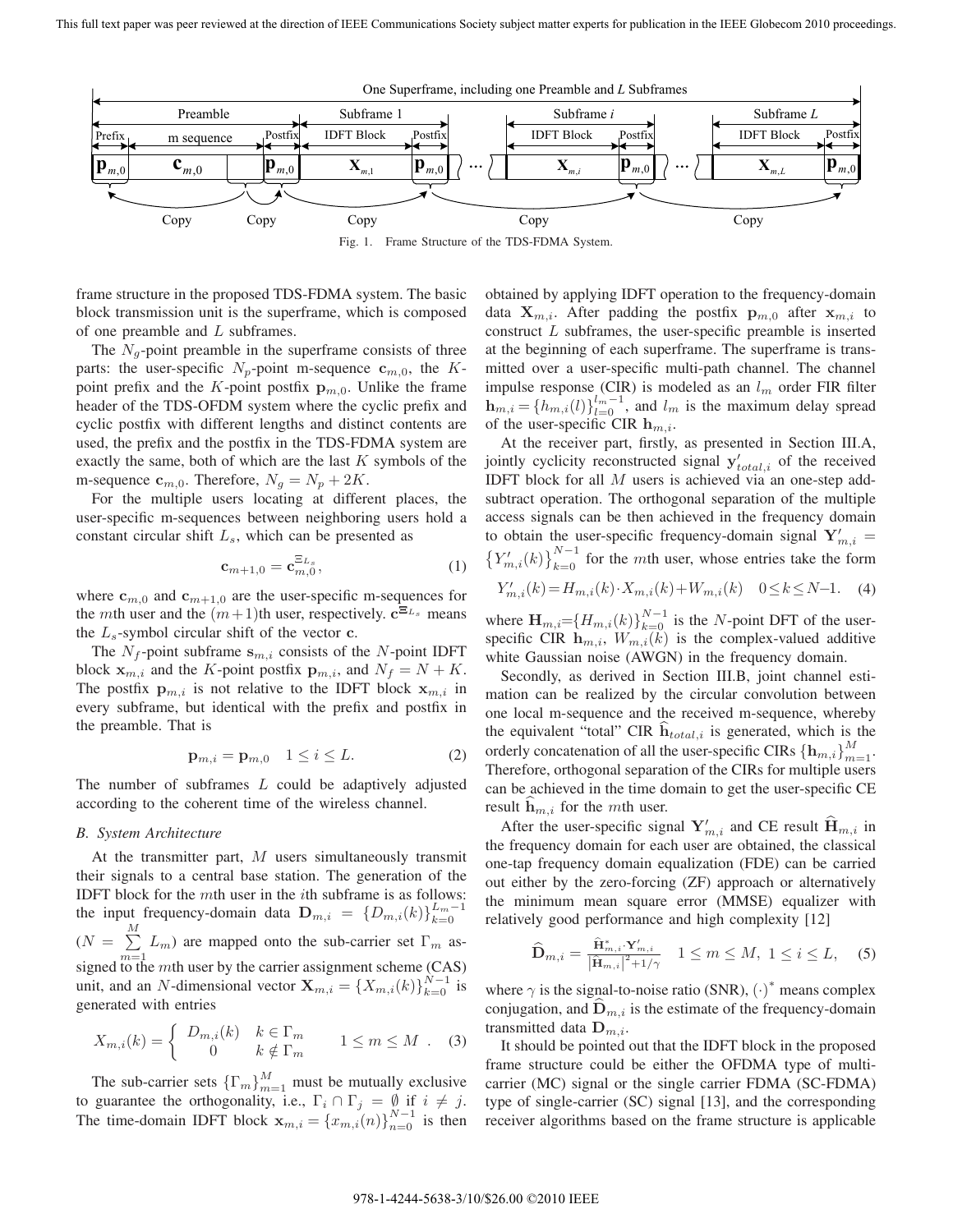Fig. 1. Frame Structure of the TDS-FDMA System.

frame structure in the proposed TDS-FDMA system. The basic block transmission unit is the superframe, which is composed of one preamble and $L$ subframes.

The $N_g$-point preamble in the superframe consists of three parts: the user-specific $N_p$-point m-sequence $\mathbf{c}_{m,0}$, the $K$-point prefix and the $K$-point postfix $\mathbf{p}_{m,0}$. Unlike the frame header of the TDS-OFDM system where the cyclic prefix and cyclic postfix with different lengths and distinct contents are used, the prefix and the postfix in the TDS-FDMA system are exactly the same, both of which are the last $K$ symbols of the m-sequence $\mathbf{c}_{m,0}$. Therefore, $N_g = N_p + 2K$.

For the multiple users locating at different places, the user-specific m-sequences between neighboring users hold a constant circular shift $L_s$, which can be presented as

$$\mathbf{c}_{m+1,0} = \mathbf{c}_{m,0}^{\Xi_{L_s}}, \tag{1}$$

where $\mathbf{c}_{m,0}$ and $\mathbf{c}_{m+1,0}$ are the user-specific m-sequences for the $m$th user and the $(m+1)$th user, respectively. $\mathbf{c}^{\Xi_{L_s}}$ means the $L_s$-symbol circular shift of the vector $\mathbf{c}$.

The $N_f$-point subframe $\mathbf{s}_{m,i}$ consists of the $N$-point IDFT block $\mathbf{x}_{m,i}$ and the $K$-point postfix $\mathbf{p}_{m,i}$, and $N_f = N + K$. The postfix $\mathbf{p}_{m,i}$ is not relative to the IDFT block $\mathbf{x}_{m,i}$ in every subframe, but identical with the prefix and postfix in the preamble. That is

$$\mathbf{p}_{m,i} = \mathbf{p}_{m,0} \quad 1 \le i \le L. \tag{2}$$

The number of subframes $L$ could be adaptively adjusted according to the coherent time of the wireless channel.

### B. System Architecture

At the transmitter part, $M$ users simultaneously transmit their signals to a central base station. The generation of the IDFT block for the $m$th user in the $i$th subframe is as follows: the input frequency-domain data $\mathbf{D}_{m,i} = \{D_{m,i}(k)\}_{k=0}^{L_m-1}$ ($N = \sum_{m=1}^{M} L_m$) are mapped onto the sub-carrier set $\Gamma_m$ assigned to the $m$th user by the carrier assignment scheme (CAS) unit, and an $N$-dimensional vector $\mathbf{X}_{m,i} = \{X_{m,i}(k)\}_{k=0}^{N-1}$ is generated with entries

$$X_{m,i}(k) = \begin{cases} D_{m,i}(k) & k \in \Gamma_m \\ 0 & k \notin \Gamma_m \end{cases} \qquad 1 \le m \le M \ . \tag{3}$$

The sub-carrier sets $\{\Gamma_m\}_{m=1}^{M}$ must be mutually exclusive to guarantee the orthogonality, i.e., $\Gamma_i \cap \Gamma_j = \emptyset$ if $i \neq j$. The time-domain IDFT block $\mathbf{x}_{m,i} = \{x_{m,i}(n)\}_{n=0}^{N-1}$ is then obtained by applying IDFT operation to the frequency-domain data $\mathbf{X}_{m,i}$. After padding the postfix $\mathbf{p}_{m,0}$ after $\mathbf{x}_{m,i}$ to construct $L$ subframes, the user-specific preamble is inserted at the beginning of each superframe. The superframe is transmitted over a user-specific multi-path channel. The channel impulse response (CIR) is modeled as an $l_m$ order FIR filter $\mathbf{h}_{m,i} = \{h_{m,i}(l)\}_{l=0}^{l_m-1}$, and $l_m$ is the maximum delay spread of the user-specific CIR $\mathbf{h}_{m,i}$.

At the receiver part, firstly, as presented in Section III.A, jointly cyclicity reconstructed signal $\mathbf{y}'_{total,i}$ of the received IDFT block for all $M$ users is achieved via an one-step add-subtract operation. The orthogonal separation of the multiple access signals can be then achieved in the frequency domain to obtain the user-specific frequency-domain signal $\mathbf{Y}'_{m,i} = \{Y'_{m,i}(k)\}_{k=0}^{N-1}$ for the $m$th user, whose entries take the form

$$Y'_{m,i}(k) = H_{m,i}(k) \cdot X_{m,i}(k) + W_{m,i}(k) \quad 0 \le k \le N{-}1. \tag{4}$$

where $\mathbf{H}_{m,i} = \{H_{m,i}(k)\}_{k=0}^{N-1}$ is the $N$-point DFT of the user-specific CIR $\mathbf{h}_{m,i}$, $W_{m,i}(k)$ is the complex-valued additive white Gaussian noise (AWGN) in the frequency domain.

Secondly, as derived in Section III.B, joint channel estimation can be realized by the circular convolution between one local m-sequence and the received m-sequence, whereby the equivalent "total" CIR $\widehat{\mathbf{h}}_{total,i}$ is generated, which is the orderly concatenation of all the user-specific CIRs $\{\mathbf{h}_{m,i}\}_{m=1}^{M}$. Therefore, orthogonal separation of the CIRs for multiple users can be achieved in the time domain to get the user-specific CE result $\widehat{\mathbf{h}}_{m,i}$ for the $m$th user.

After the user-specific signal $\mathbf{Y}'_{m,i}$ and CE result $\widehat{\mathbf{H}}_{m,i}$ in the frequency domain for each user are obtained, the classical one-tap frequency domain equalization (FDE) can be carried out either by the zero-forcing (ZF) approach or alternatively the minimum mean square error (MMSE) equalizer with relatively good performance and high complexity [12]

$$\widehat{\mathbf{D}}_{m,i} = \frac{\widehat{\mathbf{H}}^*_{m,i} \cdot \mathbf{Y}'_{m,i}}{\left|\widehat{\mathbf{H}}_{m,i}\right|^2 + 1/\gamma} \quad 1 \le m \le M, \ 1 \le i \le L, \tag{5}$$

where $\gamma$ is the signal-to-noise ratio (SNR), $(\cdot)^*$ means complex conjugation, and $\widehat{\mathbf{D}}_{m,i}$ is the estimate of the frequency-domain transmitted data $\mathbf{D}_{m,i}$.

It should be pointed out that the IDFT block in the proposed frame structure could be either the OFDMA type of multi-carrier (MC) signal or the single carrier FDMA (SC-FDMA) type of single-carrier (SC) signal [13], and the corresponding receiver algorithms based on the frame structure is applicable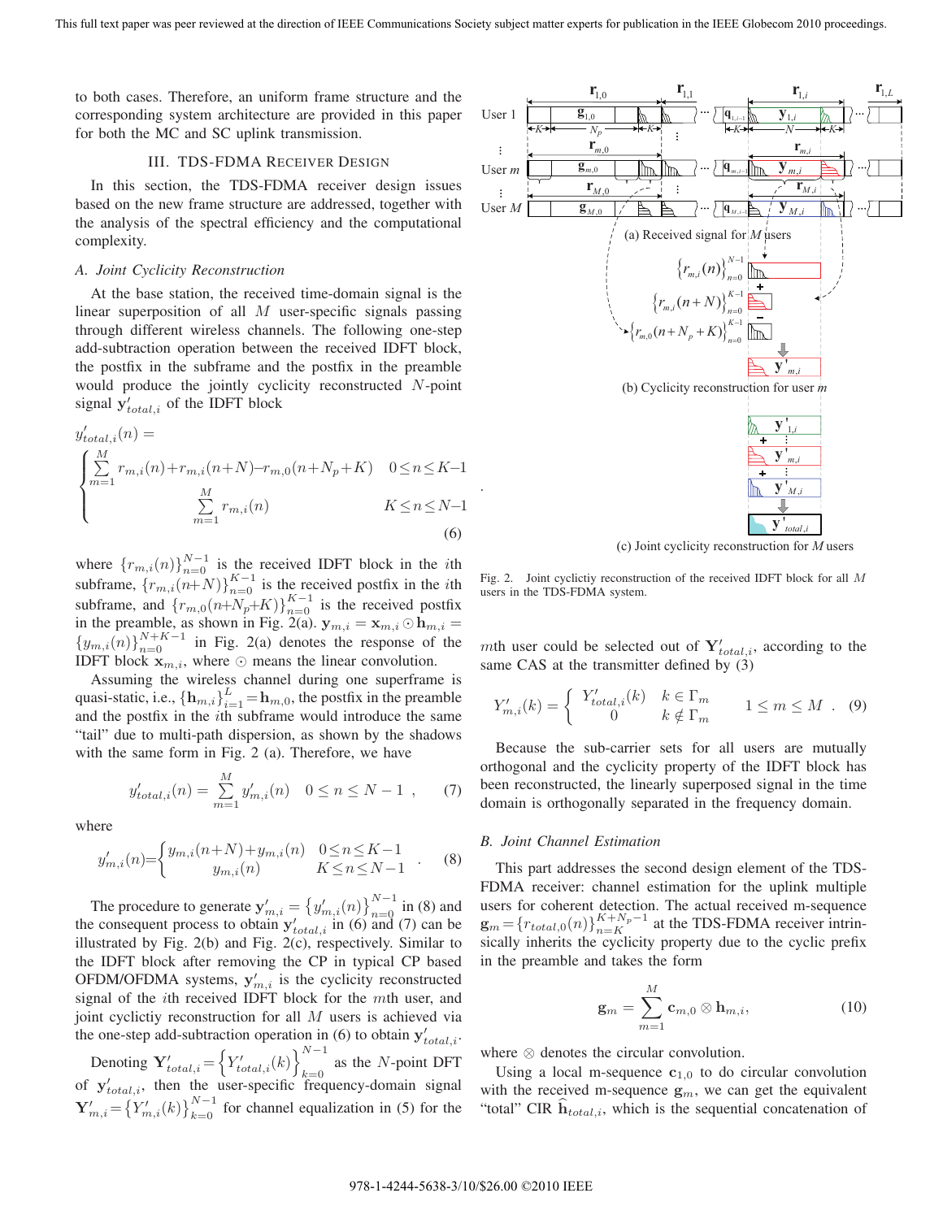to both cases. Therefore, an uniform frame structure and the corresponding system architecture are provided in this paper for both the MC and SC uplink transmission.

## III. TDS-FDMA Receiver Design

In this section, the TDS-FDMA receiver design issues based on the new frame structure are addressed, together with the analysis of the spectral efficiency and the computational complexity.

### A. Joint Cyclicity Reconstruction

At the base station, the received time-domain signal is the linear superposition of all $M$ user-specific signals passing through different wireless channels. The following one-step add-subtraction operation between the received IDFT block, the postfix in the subframe and the postfix in the preamble would produce the jointly cyclicity reconstructed $N$-point signal $\mathbf{y}'_{total,i}$ of the IDFT block

$$y'_{total,i}(n) = \begin{cases} \sum_{m=1}^{M} r_{m,i}(n)+r_{m,i}(n+N)-r_{m,0}(n+N_p+K) & 0 \le n \le K-1 \\ \sum_{m=1}^{M} r_{m,i}(n) & K \le n \le N-1 \end{cases} \quad (6)$$

where $\{r_{m,i}(n)\}_{n=0}^{N-1}$ is the received IDFT block in the $i$th subframe, $\{r_{m,i}(n+N)\}_{n=0}^{K-1}$ is the received postfix in the $i$th subframe, and $\{r_{m,0}(n+N_p+K)\}_{n=0}^{K-1}$ is the received postfix in the preamble, as shown in Fig. 2(a). $\mathbf{y}_{m,i} = \mathbf{x}_{m,i} \odot \mathbf{h}_{m,i} = \{y_{m,i}(n)\}_{n=0}^{N+K-1}$ in Fig. 2(a) denotes the response of the IDFT block $\mathbf{x}_{m,i}$, where $\odot$ means the linear convolution.

Assuming the wireless channel during one superframe is quasi-static, i.e., $\{\mathbf{h}_{m,i}\}_{i=1}^{L} = \mathbf{h}_{m,0}$, the postfix in the preamble and the postfix in the $i$th subframe would introduce the same "tail" due to multi-path dispersion, as shown by the shadows with the same form in Fig. 2 (a). Therefore, we have

$$y'_{total,i}(n) = \sum_{m=1}^{M} y'_{m,i}(n) \quad 0 \le n \le N-1 \ , \quad (7)$$

where

$$y'_{m,i}(n) = \begin{cases} y_{m,i}(n+N)+y_{m,i}(n) & 0 \le n \le K-1 \\ y_{m,i}(n) & K \le n \le N-1 \end{cases} . \quad (8)$$

The procedure to generate $\mathbf{y}'_{m,i} = \left\{ y'_{m,i}(n) \right\}_{n=0}^{N-1}$ in (8) and the consequent process to obtain $\mathbf{y}'_{total,i}$ in (6) and (7) can be illustrated by Fig. 2(b) and Fig. 2(c), respectively. Similar to the IDFT block after removing the CP in typical CP based OFDM/OFDMA systems, $\mathbf{y}'_{m,i}$ is the cyclicity reconstructed signal of the $i$th received IDFT block for the $m$th user, and joint cyclictiy reconstruction for all $M$ users is achieved via the one-step add-subtraction operation in (6) to obtain $\mathbf{y}'_{total,i}$.

Denoting $\mathbf{Y}'_{total,i} = \left\{ Y'_{total,i}(k) \right\}_{k=0}^{N-1}$ as the $N$-point DFT of $\mathbf{y}'_{total,i}$, then the user-specific frequency-domain signal $\mathbf{Y}'_{m,i} = \left\{ Y'_{m,i}(k) \right\}_{k=0}^{N-1}$ for channel equalization in (5) for the

Fig. 2. Joint cyclictiy reconstruction of the received IDFT block for all $M$ users in the TDS-FDMA system.

$m$th user could be selected out of $\mathbf{Y}'_{total,i}$, according to the same CAS at the transmitter defined by (3)

$$Y'_{m,i}(k) = \begin{cases} Y'_{total,i}(k) & k \in \Gamma_m \\ 0 & k \notin \Gamma_m \end{cases} \quad 1 \le m \le M \ . \quad (9)$$

Because the sub-carrier sets for all users are mutually orthogonal and the cyclicity property of the IDFT block has been reconstructed, the linearly superposed signal in the time domain is orthogonally separated in the frequency domain.

### B. Joint Channel Estimation

This part addresses the second design element of the TDS-FDMA receiver: channel estimation for the uplink multiple users for coherent detection. The actual received m-sequence $\mathbf{g}_m = \{r_{total,0}(n)\}_{n=K}^{K+N_p-1}$ at the TDS-FDMA receiver intrinsically inherits the cyclicity property due to the cyclic prefix in the preamble and takes the form

$$\mathbf{g}_m = \sum_{m=1}^{M} \mathbf{c}_{m,0} \otimes \mathbf{h}_{m,i}, \quad (10)$$

where $\otimes$ denotes the circular convolution.

Using a local m-sequence $\mathbf{c}_{1,0}$ to do circular convolution with the received m-sequence $\mathbf{g}_m$, we can get the equivalent "total" CIR $\widehat{\mathbf{h}}_{total,i}$, which is the sequential concatenation of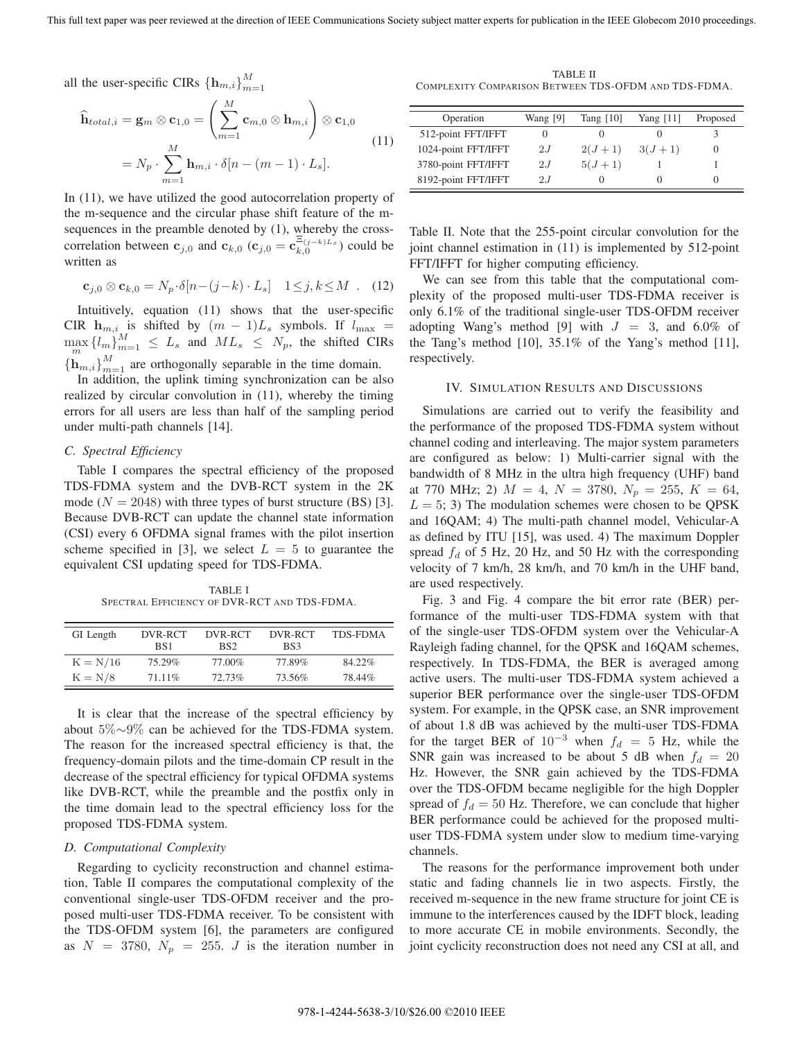all the user-specific CIRs $\{\mathbf{h}_{m,i}\}_{m=1}^{M}$

$$
\begin{aligned}
\widehat{\mathbf{h}}_{total,i} &= \mathbf{g}_m \otimes \mathbf{c}_{1,0} = \left(\sum_{m=1}^{M} \mathbf{c}_{m,0} \otimes \mathbf{h}_{m,i}\right) \otimes \mathbf{c}_{1,0} \\
&= N_p \cdot \sum_{m=1}^{M} \mathbf{h}_{m,i} \cdot \delta[n-(m-1)\cdot L_s].
\end{aligned} \tag{11}
$$

In (11), we have utilized the good autocorrelation property of the m-sequence and the circular phase shift feature of the m-sequences in the preamble denoted by (1), whereby the cross-correlation between $\mathbf{c}_{j,0}$ and $\mathbf{c}_{k,0}$ ($\mathbf{c}_{j,0} = \mathbf{c}_{k,0}^{\Xi_{(j-k)L_s}}$) could be written as

$$
\mathbf{c}_{j,0} \otimes \mathbf{c}_{k,0} = N_p \cdot \delta[n-(j-k)\cdot L_s] \quad 1 \le j, k \le M \ . \tag{12}
$$

Intuitively, equation (11) shows that the user-specific CIR $\mathbf{h}_{m,i}$ is shifted by $(m-1)L_s$ symbols. If $l_{\max} = \max_{m}\{l_m\}_{m=1}^{M} \le L_s$ and $ML_s \le N_p$, the shifted CIRs $\{\mathbf{h}_{m,i}\}_{m=1}^{M}$ are orthogonally separable in the time domain.

In addition, the uplink timing synchronization can be also realized by circular convolution in (11), whereby the timing errors for all users are less than half of the sampling period under multi-path channels [14].

### C. Spectral Efficiency

Table I compares the spectral efficiency of the proposed TDS-FDMA system and the DVB-RCT system in the 2K mode ($N = 2048$) with three types of burst structure (BS) [3]. Because DVB-RCT can update the channel state information (CSI) every 6 OFDMA signal frames with the pilot insertion scheme specified in [3], we select $L = 5$ to guarantee the equivalent CSI updating speed for TDS-FDMA.

TABLE I
SPECTRAL EFFICIENCY OF DVR-RCT AND TDS-FDMA.

| GI Length | DVR-RCT BS1 | DVR-RCT BS2 | DVR-RCT BS3 | TDS-FDMA |
|---|---|---|---|---|
| $K = N/16$ | 75.29% | 77.00% | 77.89% | 84.22% |
| $K = N/8$ | 71.11% | 72.73% | 73.56% | 78.44% |

It is clear that the increase of the spectral efficiency by about 5%∼9% can be achieved for the TDS-FDMA system. The reason for the increased spectral efficiency is that, the frequency-domain pilots and the time-domain CP result in the decrease of the spectral efficiency for typical OFDMA systems like DVB-RCT, while the preamble and the postfix only in the time domain lead to the spectral efficiency loss for the proposed TDS-FDMA system.

### D. Computational Complexity

Regarding to cyclicity reconstruction and channel estimation, Table II compares the computational complexity of the conventional single-user TDS-OFDM receiver and the proposed multi-user TDS-FDMA receiver. To be consistent with the TDS-OFDM system [6], the parameters are configured as $N = 3780$, $N_p = 255$. $J$ is the iteration number in Table II. Note that the 255-point circular convolution for the joint channel estimation in (11) is implemented by 512-point FFT/IFFT for higher computing efficiency.

TABLE II
COMPLEXITY COMPARISON BETWEEN TDS-OFDM AND TDS-FDMA.

| Operation | Wang [9] | Tang [10] | Yang [11] | Proposed |
|---|---|---|---|---|
| 512-point FFT/IFFT | 0 | 0 | 0 | 3 |
| 1024-point FFT/IFFT | $2J$ | $2(J+1)$ | $3(J+1)$ | 0 |
| 3780-point FFT/IFFT | $2J$ | $5(J+1)$ | 1 | 1 |
| 8192-point FFT/IFFT | $2J$ | 0 | 0 | 0 |

We can see from this table that the computational complexity of the proposed multi-user TDS-FDMA receiver is only 6.1% of the traditional single-user TDS-OFDM receiver adopting Wang's method [9] with $J = 3$, and 6.0% of the Tang's method [10], 35.1% of the Yang's method [11], respectively.

## IV. SIMULATION RESULTS AND DISCUSSIONS

Simulations are carried out to verify the feasibility and the performance of the proposed TDS-FDMA system without channel coding and interleaving. The major system parameters are configured as below: 1) Multi-carrier signal with the bandwidth of 8 MHz in the ultra high frequency (UHF) band at 770 MHz; 2) $M = 4$, $N = 3780$, $N_p = 255$, $K = 64$, $L = 5$; 3) The modulation schemes were chosen to be QPSK and 16QAM; 4) The multi-path channel model, Vehicular-A as defined by ITU [15], was used. 4) The maximum Doppler spread $f_d$ of 5 Hz, 20 Hz, and 50 Hz with the corresponding velocity of 7 km/h, 28 km/h, and 70 km/h in the UHF band, are used respectively.

Fig. 3 and Fig. 4 compare the bit error rate (BER) performance of the multi-user TDS-FDMA system with that of the single-user TDS-OFDM system over the Vehicular-A Rayleigh fading channel, for the QPSK and 16QAM schemes, respectively. In TDS-FDMA, the BER is averaged among active users. The multi-user TDS-FDMA system achieved a superior BER performance over the single-user TDS-OFDM system. For example, in the QPSK case, an SNR improvement of about 1.8 dB was achieved by the multi-user TDS-FDMA for the target BER of $10^{-3}$ when $f_d = 5$ Hz, while the SNR gain was increased to be about 5 dB when $f_d = 20$ Hz. However, the SNR gain achieved by the TDS-FDMA over the TDS-OFDM became negligible for the high Doppler spread of $f_d = 50$ Hz. Therefore, we can conclude that higher BER performance could be achieved for the proposed multi-user TDS-FDMA system under slow to medium time-varying channels.

The reasons for the performance improvement both under static and fading channels lie in two aspects. Firstly, the received m-sequence in the new frame structure for joint CE is immune to the interferences caused by the IDFT block, leading to more accurate CE in mobile environments. Secondly, the joint cyclicity reconstruction does not need any CSI at all, and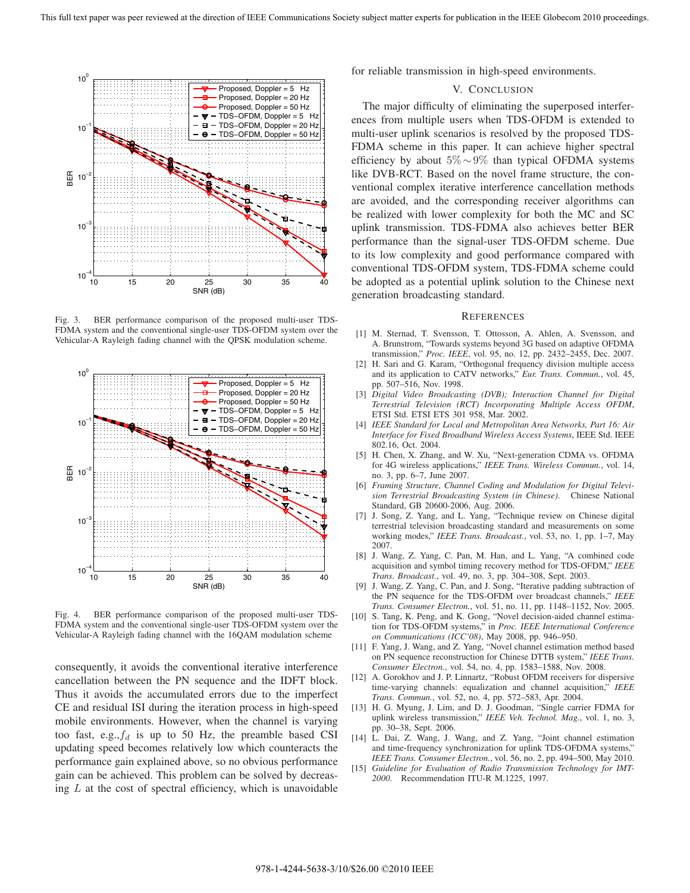10^0
10^-1
10^-2
10^-3
10^-4
BER
10 15 20 25 30 35 40
SNR (dB)
Proposed, Doppler = 5 Hz
Proposed, Doppler = 20 Hz
Proposed, Doppler = 50 Hz
TDS–OFDM, Doppler = 5 Hz
TDS–OFDM, Doppler = 20 Hz
TDS–OFDM, Doppler = 50 Hz

Fig. 3. BER performance comparison of the proposed multi-user TDS-FDMA system and the conventional single-user TDS-OFDM system over the Vehicular-A Rayleigh fading channel with the QPSK modulation scheme.

10^0
10^-1
10^-2
10^-3
10^-4
BER
10 15 20 25 30 35 40
SNR (dB)
Proposed, Doppler = 5 Hz
Proposed, Doppler = 20 Hz
Proposed, Doppler = 50 Hz
TDS–OFDM, Doppler = 5 Hz
TDS–OFDM, Doppler = 20 Hz
TDS–OFDM, Doppler = 50 Hz

Fig. 4. BER performance comparison of the proposed multi-user TDS-FDMA system and the conventional single-user TDS-OFDM system over the Vehicular-A Rayleigh fading channel with the 16QAM modulation scheme

consequently, it avoids the conventional iterative interference cancellation between the PN sequence and the IDFT block. Thus it avoids the accumulated errors due to the imperfect CE and residual ISI during the iteration process in high-speed mobile environments. However, when the channel is varying too fast, e.g.,$f_d$ is up to 50 Hz, the preamble based CSI updating speed becomes relatively low which counteracts the performance gain explained above, so no obvious performance gain can be achieved. This problem can be solved by decreasing $L$ at the cost of spectral efficiency, which is unavoidable for reliable transmission in high-speed environments.

## V. Conclusion

The major difficulty of eliminating the superposed interferences from multiple users when TDS-OFDM is extended to multi-user uplink scenarios is resolved by the proposed TDS-FDMA scheme in this paper. It can achieve higher spectral efficiency by about $5\%\sim9\%$ than typical OFDMA systems like DVB-RCT. Based on the novel frame structure, the conventional complex iterative interference cancellation methods are avoided, and the corresponding receiver algorithms can be realized with lower complexity for both the MC and SC uplink transmission. TDS-FDMA also achieves better BER performance than the signal-user TDS-OFDM scheme. Due to its low complexity and good performance compared with conventional TDS-OFDM system, TDS-FDMA scheme could be adopted as a potential uplink solution to the Chinese next generation broadcasting standard.

## References

[1] M. Sternad, T. Svensson, T. Ottosson, A. Ahlen, A. Svensson, and A. Brunstrom, "Towards systems beyond 3G based on adaptive OFDMA transmission," *Proc. IEEE*, vol. 95, no. 12, pp. 2432–2455, Dec. 2007.

[2] H. Sari and G. Karam, "Orthogonal frequency division multiple access and its application to CATV networks," *Eur. Trans. Commun.*, vol. 45, pp. 507–516, Nov. 1998.

[3] *Digital Video Broadcasting (DVB); Interaction Channel for Digital Terrestrial Television (RCT) Incorporating Multiple Access OFDM*, ETSI Std. ETSI ETS 301 958, Mar. 2002.

[4] *IEEE Standard for Local and Metropolitan Area Networks, Part 16: Air Interface for Fixed Broadband Wireless Access Systems*, IEEE Std. IEEE 802.16, Oct. 2004.

[5] H. Chen, X. Zhang, and W. Xu, "Next-generation CDMA vs. OFDMA for 4G wireless applications," *IEEE Trans. Wireless Commun.*, vol. 14, no. 3, pp. 6–7, June 2007.

[6] *Framing Structure, Channel Coding and Modulation for Digital Television Terrestrial Broadcasting System (in Chinese)*. Chinese National Standard, GB 20600-2006, Aug. 2006.

[7] J. Song, Z. Yang, and L. Yang, "Technique review on Chinese digital terrestrial television broadcasting standard and measurements on some working modes," *IEEE Trans. Broadcast.*, vol. 53, no. 1, pp. 1–7, May 2007.

[8] J. Wang, Z. Yang, C. Pan, M. Han, and L. Yang, "A combined code acquisition and symbol timing recovery method for TDS-OFDM," *IEEE Trans. Broadcast.*, vol. 49, no. 3, pp. 304–308, Sept. 2003.

[9] J. Wang, Z. Yang, C. Pan, and J. Song, "Iterative padding subtraction of the PN sequence for the TDS-OFDM over broadcast channels," *IEEE Trans. Consumer Electron.*, vol. 51, no. 11, pp. 1148–1152, Nov. 2005.

[10] S. Tang, K. Peng, and K. Gong, "Novel decision-aided channel estimation for TDS-OFDM systems," in *Proc. IEEE International Conference on Communications (ICC'08)*, May 2008, pp. 946–950.

[11] F. Yang, J. Wang, and Z. Yang, "Novel channel estimation method based on PN sequence reconstruction for Chinese DTTB system," *IEEE Trans. Consumer Electron.*, vol. 54, no. 4, pp. 1583–1588, Nov. 2008.

[12] A. Gorokhov and J. P. Linnartz, "Robust OFDM receivers for dispersive time-varying channels: equalization and channel acquisition," *IEEE Trans. Commun.*, vol. 52, no. 4, pp. 572–583, Apr. 2004.

[13] H. G. Myung, J. Lim, and D. J. Goodman, "Single carrier FDMA for uplink wireless transmission," *IEEE Veh. Technol. Mag.*, vol. 1, no. 3, pp. 30–38, Sept. 2006.

[14] L. Dai, Z. Wang, J. Wang, and Z. Yang, "Joint channel estimation and time-frequency synchronization for uplink TDS-OFDMA systems," *IEEE Trans. Consumer Electron.*, vol. 56, no. 2, pp. 494–500, May 2010.

[15] *Guideline for Evaluation of Radio Transmission Technology for IMT-2000*. Recommendation ITU-R M.1225, 1997.